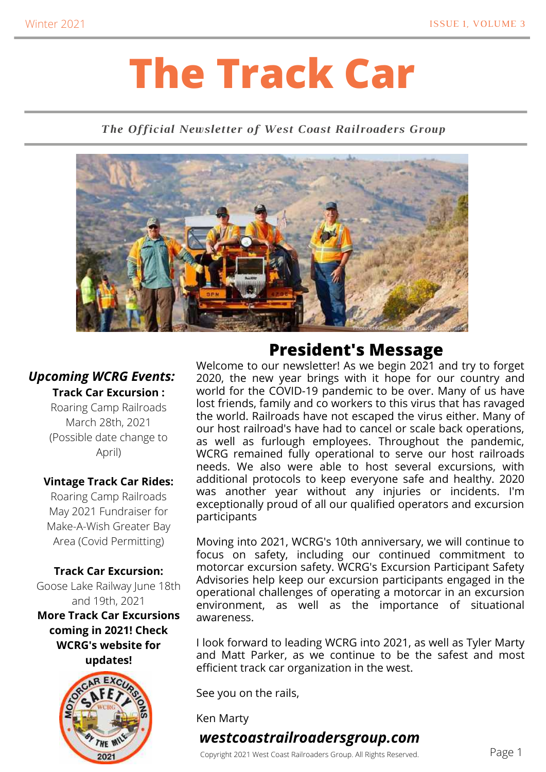# The Track Car

*The Official Newsletter of West Coast Railroaders Group*

Photo Credit: Adam Weidenbach Photography

## President's Message

Welcome to our newsletter! As we begin 2021 and try to forget 2020, the new year brings with it hope for our country and world for the COVID-19 pandemic to be over. Many of us have lost friends, family and co workers to this virus that has ravaged the world. Railroads have not escaped the virus either. Many of our host railroad's have had to cancel or scale back operations, as well as furlough employees. Throughout the pandemic, WCRG remained fully operational to serve our host railroads needs. We also were able to host several excursions, with additional protocols to keep everyone safe and healthy. 2020 was another year without any injuries or incidents. I'm exceptionally proud of all our qualified operators and excursion participants

Moving into 2021, WCRG's 10th anniversary, we will continue to focus on safety, including our continued commitment to motorcar excursion safety. WCRG's Excursion Participant Safety Advisories help keep our excursion participants engaged in the operational challenges of operating a motorcar in an excursion environment, as well as the importance of situational awareness.

I look forward to leading WCRG into 2021, as well as Tyler Marty and Matt Parker, as we continue to be the safest and most efficient track car organization in the west.

See you on the rails,

Ken Marty

### *Upcoming WCRG Events:*

**Track Car Excursion :**
Roaring Camp Railroads
March 28th, 2021
(Possible date change to April)

**Vintage Track Car Rides:**
Roaring Camp Railroads
May 2021 Fundraiser for Make-A-Wish Greater Bay Area (Covid Permitting)

**Track Car Excursion:**
Goose Lake Railway June 18th and 19th, 2021

**More Track Car Excursions coming in 2021! Check WCRG's website for updates!**

MOTORCAR EXCURSIONS SAFETY WCRG BY THE MILE 2021

***westcoastrailroadersgroup.com***

Copyright 2021 West Coast Railroaders Group. All Rights Reserved.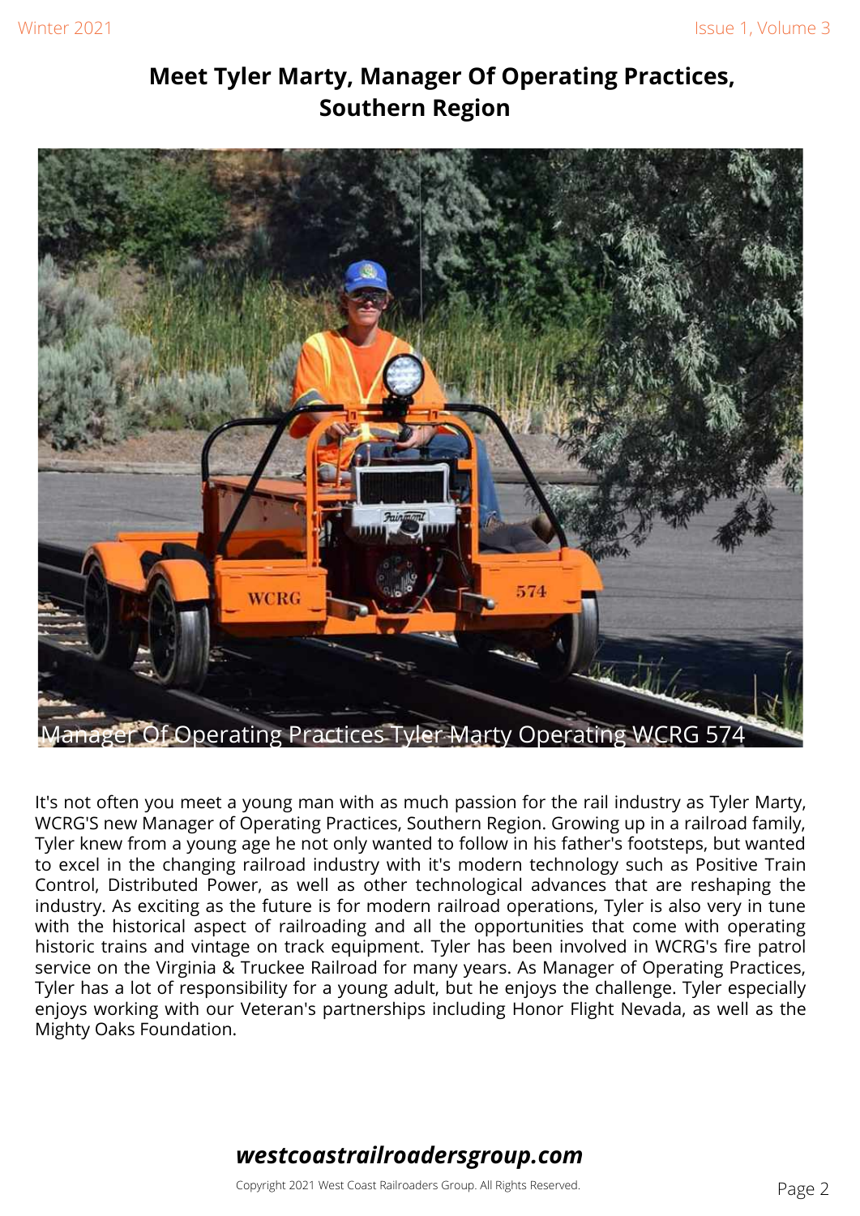## Meet Tyler Marty, Manager Of Operating Practices, Southern Region

Manager Of Operating Practices Tyler Marty Operating WCRG 574

It's not often you meet a young man with as much passion for the rail industry as Tyler Marty, WCRG'S new Manager of Operating Practices, Southern Region. Growing up in a railroad family, Tyler knew from a young age he not only wanted to follow in his father's footsteps, but wanted to excel in the changing railroad industry with it's modern technology such as Positive Train Control, Distributed Power, as well as other technological advances that are reshaping the industry. As exciting as the future is for modern railroad operations, Tyler is also very in tune with the historical aspect of railroading and all the opportunities that come with operating historic trains and vintage on track equipment. Tyler has been involved in WCRG's fire patrol service on the Virginia & Truckee Railroad for many years. As Manager of Operating Practices, Tyler has a lot of responsibility for a young adult, but he enjoys the challenge. Tyler especially enjoys working with our Veteran's partnerships including Honor Flight Nevada, as well as the Mighty Oaks Foundation.

***westcoastrailroadersgroup.com***

Copyright 2021 West Coast Railroaders Group. All Rights Reserved.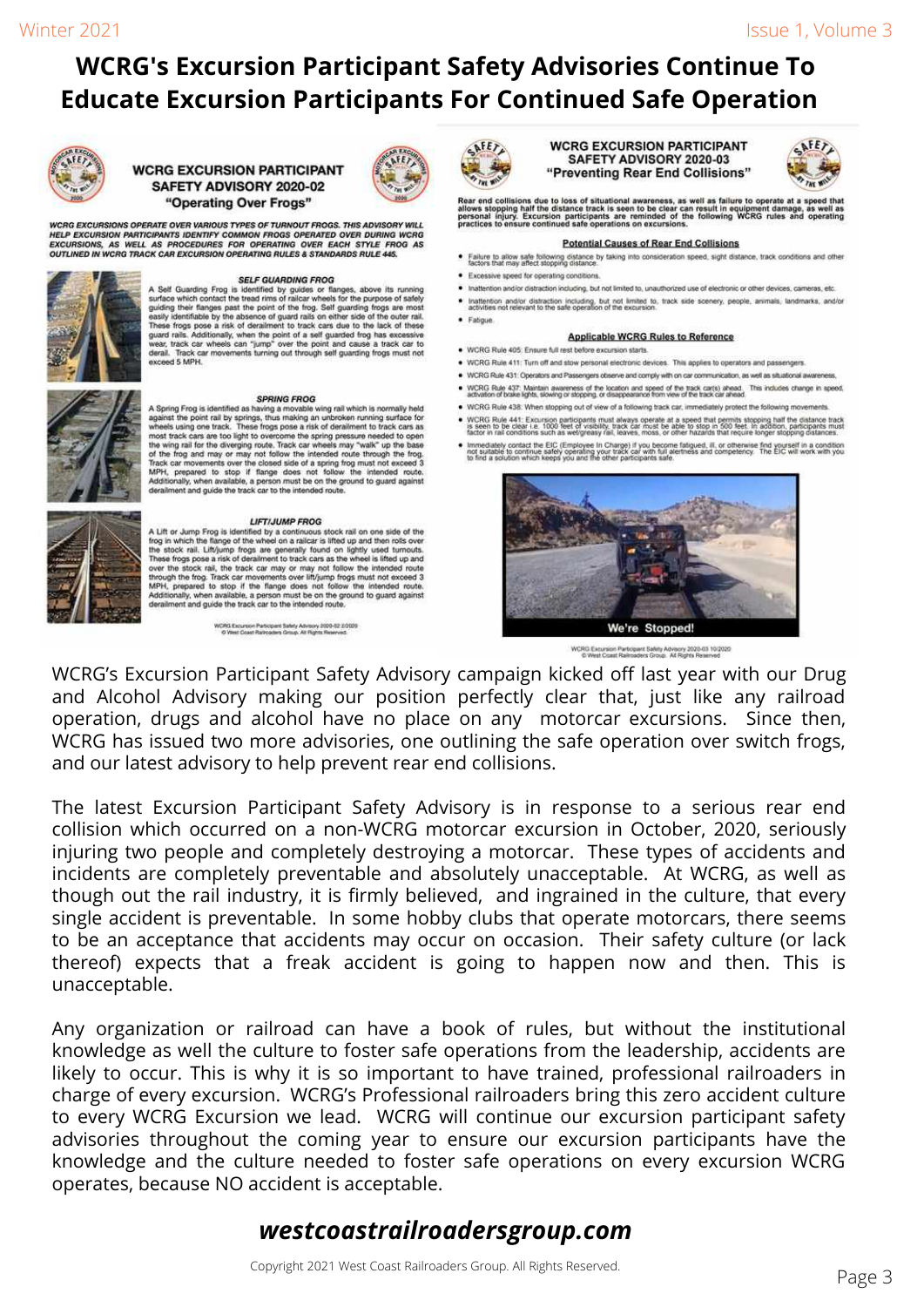# WCRG's Excursion Participant Safety Advisories Continue To Educate Excursion Participants For Continued Safe Operation

## WCRG EXCURSION PARTICIPANT SAFETY ADVISORY 2020-02
### "Operating Over Frogs"

***WCRG EXCURSIONS OPERATE OVER VARIOUS TYPES OF TURNOUT FROGS. THIS ADVISORY WILL HELP EXCURSION PARTICIPANTS IDENTIFY COMMON FROGS OPERATED OVER DURING WCRG EXCURSIONS, AS WELL AS PROCEDURES FOR OPERATING OVER EACH STYLE FROG AS OUTLINED IN WCRG TRACK CAR EXCURSION OPERATING RULES & STANDARDS RULE 445.***

***SELF GUARDING FROG***

A Self Guarding Frog is identified by guides or flanges, above its running surface which contact the tread rims of railcar wheels for the purpose of safely guiding their flanges past the point of the frog. Self guarding frogs are most easily identifiable by the absence of guard rails on either side of the outer rail. These frogs pose a risk of derailment to track cars due to the lack of these guard rails. Additionally, when the point of a self guarded frog has excessive wear, track car wheels can "jump" over the point and cause a track car to derail. Track car movements turning out through self guarding frogs must not exceed 5 MPH.

***SPRING FROG***

A Spring Frog is identified as having a movable wing rail which is normally held against the point rail by springs, thus making an unbroken running surface for wheels using one track. These frogs pose a risk of derailment to track cars as most track cars are too light to overcome the spring pressure needed to open the wing rail for the diverging route. Track car wheels may "walk" up the base of the frog and may or may not follow the intended route through the frog. Track car movements over the closed side of a spring frog must not exceed 3 MPH, prepared to stop if flange does not follow the intended route. Additionally, when available, a person must be on the ground to guard against derailment and guide the track car to the intended route.

***LIFT/JUMP FROG***

A Lift or Jump Frog is identified by a continuous stock rail on one side of the frog in which the flange of the wheel on a railcar is lifted up and then rolls over the stock rail. Lift/jump frogs are generally found on lightly used turnouts. These frogs pose a risk of derailment to track cars as the wheel is lifted up and over the stock rail, the track car may or may not follow the intended route through the frog. Track car movements over lift/jump frogs must not exceed 3 MPH, prepared to stop if the flange does not follow the intended route. Additionally, when available, a person must be on the ground to guard against derailment and guide the track car to the intended route.

WCRG Excursion Participant Safety Advisory 2020-02 2/2020
© West Coast Railroaders Group. All Rights Reserved.

## WCRG EXCURSION PARTICIPANT SAFETY ADVISORY 2020-03
### "Preventing Rear End Collisions"

**Rear end collisions due to loss of situational awareness, as well as failure to operate at a speed that allows stopping half the distance track is seen to be clear can result in equipment damage, as well as personal injury. Excursion participants are reminded of the following WCRG rules and operating practices to ensure continued safe operations on excursions.**

**Potential Causes of Rear End Collisions**

- Failure to allow safe following distance by taking into consideration speed, sight distance, track conditions and other factors that may affect stopping distance.
- Excessive speed for operating conditions.
- Inattention and/or distraction including, but not limited to, unauthorized use of electronic or other devices, cameras, etc.
- Inattention and/or distraction including, but not limited to, track side scenery, people, animals, landmarks, and/or activities not relevant to the safe operation of the excursion.
- Fatigue.

**Applicable WCRG Rules to Reference**

- WCRG Rule 405: Ensure full rest before excursion starts.
- WCRG Rule 411: Turn off and stow personal electronic devices. This applies to operators and passengers.
- WCRG Rule 431: Operators and Passengers observe and comply with on car communication, as well as situational awareness.
- WCRG Rule 437: Maintain awareness of the location and speed of the track car(s) ahead. This includes change in speed, activation of brake lights, slowing or stopping, or disappearance from view of the track car ahead.
- WCRG Rule 438: When stopping out of view of a following track car, immediately protect the following movements.
- WCRG Rule 441: Excursion participants must always operate at a speed that permits stopping half the distance track is seen to be clear i.e. 1000 feet of visibility, track car must be able to stop in 500 feet. In addition, participants must factor in rail conditions such as wet/greasy rail, leaves, moss, or other hazards that require longer stopping distances.
- Immediately contact the EIC (Employee In Charge) if you become fatigued, ill, or otherwise find yourself in a condition not suitable to continue safely operating your track car with full alertness and competency. The EIC will work with you to find a solution which keeps you and the other participants safe.

We're Stopped!

WCRG Excursion Participant Safety Advisory 2020-03 10/2020
© West Coast Railroaders Group. All Rights Reserved.

WCRG's Excursion Participant Safety Advisory campaign kicked off last year with our Drug and Alcohol Advisory making our position perfectly clear that, just like any railroad operation, drugs and alcohol have no place on any motorcar excursions. Since then, WCRG has issued two more advisories, one outlining the safe operation over switch frogs, and our latest advisory to help prevent rear end collisions.

The latest Excursion Participant Safety Advisory is in response to a serious rear end collision which occurred on a non-WCRG motorcar excursion in October, 2020, seriously injuring two people and completely destroying a motorcar. These types of accidents and incidents are completely preventable and absolutely unacceptable. At WCRG, as well as though out the rail industry, it is firmly believed, and ingrained in the culture, that every single accident is preventable. In some hobby clubs that operate motorcars, there seems to be an acceptance that accidents may occur on occasion. Their safety culture (or lack thereof) expects that a freak accident is going to happen now and then. This is unacceptable.

Any organization or railroad can have a book of rules, but without the institutional knowledge as well the culture to foster safe operations from the leadership, accidents are likely to occur. This is why it is so important to have trained, professional railroaders in charge of every excursion. WCRG's Professional railroaders bring this zero accident culture to every WCRG Excursion we lead. WCRG will continue our excursion participant safety advisories throughout the coming year to ensure our excursion participants have the knowledge and the culture needed to foster safe operations on every excursion WCRG operates, because NO accident is acceptable.

***westcoastrailroadersgroup.com***

Copyright 2021 West Coast Railroaders Group. All Rights Reserved.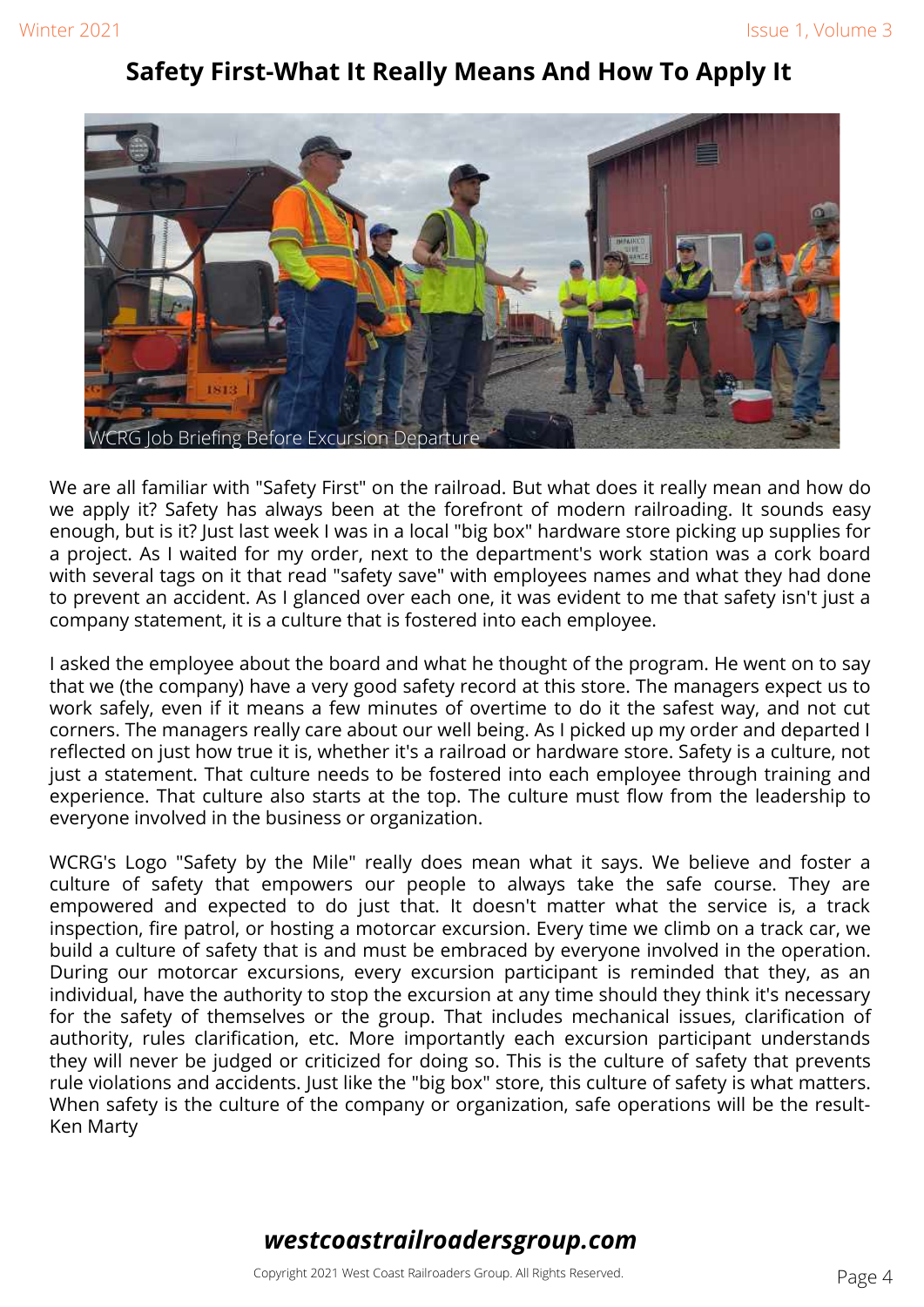# Safety First-What It Really Means And How To Apply It

WCRG Job Briefing Before Excursion Departure

We are all familiar with "Safety First" on the railroad. But what does it really mean and how do we apply it? Safety has always been at the forefront of modern railroading. It sounds easy enough, but is it? Just last week I was in a local "big box" hardware store picking up supplies for a project. As I waited for my order, next to the department's work station was a cork board with several tags on it that read "safety save" with employees names and what they had done to prevent an accident. As I glanced over each one, it was evident to me that safety isn't just a company statement, it is a culture that is fostered into each employee.

I asked the employee about the board and what he thought of the program. He went on to say that we (the company) have a very good safety record at this store. The managers expect us to work safely, even if it means a few minutes of overtime to do it the safest way, and not cut corners. The managers really care about our well being. As I picked up my order and departed I reflected on just how true it is, whether it's a railroad or hardware store. Safety is a culture, not just a statement. That culture needs to be fostered into each employee through training and experience. That culture also starts at the top. The culture must flow from the leadership to everyone involved in the business or organization.

WCRG's Logo "Safety by the Mile" really does mean what it says. We believe and foster a culture of safety that empowers our people to always take the safe course. They are empowered and expected to do just that. It doesn't matter what the service is, a track inspection, fire patrol, or hosting a motorcar excursion. Every time we climb on a track car, we build a culture of safety that is and must be embraced by everyone involved in the operation. During our motorcar excursions, every excursion participant is reminded that they, as an individual, have the authority to stop the excursion at any time should they think it's necessary for the safety of themselves or the group. That includes mechanical issues, clarification of authority, rules clarification, etc. More importantly each excursion participant understands they will never be judged or criticized for doing so. This is the culture of safety that prevents rule violations and accidents. Just like the "big box" store, this culture of safety is what matters. When safety is the culture of the company or organization, safe operations will be the result-Ken Marty

***westcoastrailroadersgroup.com***

Copyright 2021 West Coast Railroaders Group. All Rights Reserved.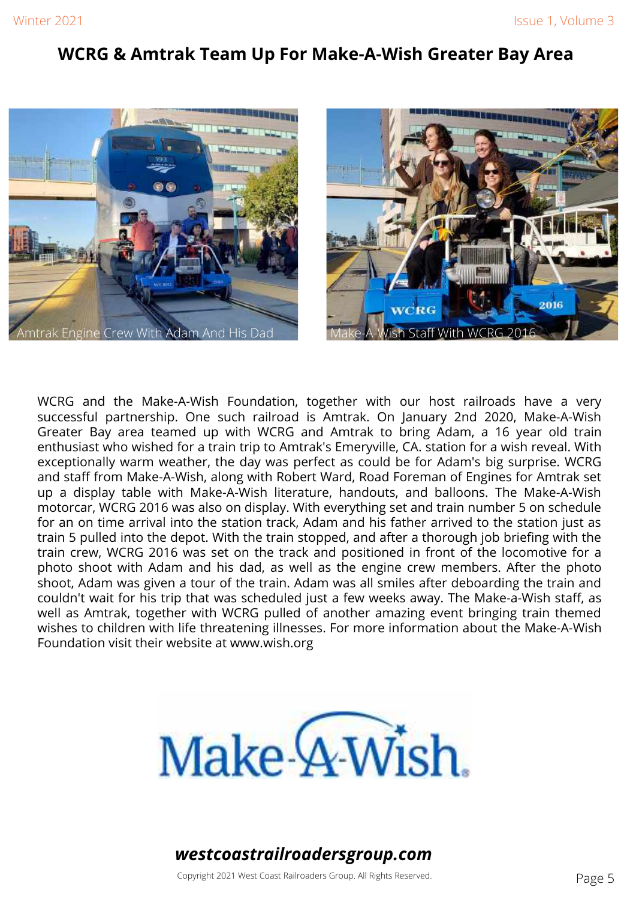# WCRG & Amtrak Team Up For Make-A-Wish Greater Bay Area

Amtrak Engine Crew With Adam And His Dad

Make-A-Wish Staff With WCRG 2016

WCRG and the Make-A-Wish Foundation, together with our host railroads have a very successful partnership. One such railroad is Amtrak. On January 2nd 2020, Make-A-Wish Greater Bay area teamed up with WCRG and Amtrak to bring Adam, a 16 year old train enthusiast who wished for a train trip to Amtrak's Emeryville, CA. station for a wish reveal. With exceptionally warm weather, the day was perfect as could be for Adam's big surprise. WCRG and staff from Make-A-Wish, along with Robert Ward, Road Foreman of Engines for Amtrak set up a display table with Make-A-Wish literature, handouts, and balloons. The Make-A-Wish motorcar, WCRG 2016 was also on display. With everything set and train number 5 on schedule for an on time arrival into the station track, Adam and his father arrived to the station just as train 5 pulled into the depot. With the train stopped, and after a thorough job briefing with the train crew, WCRG 2016 was set on the track and positioned in front of the locomotive for a photo shoot with Adam and his dad, as well as the engine crew members. After the photo shoot, Adam was given a tour of the train. Adam was all smiles after deboarding the train and couldn't wait for his trip that was scheduled just a few weeks away. The Make-a-Wish staff, as well as Amtrak, together with WCRG pulled of another amazing event bringing train themed wishes to children with life threatening illnesses. For more information about the Make-A-Wish Foundation visit their website at www.wish.org

Make-A-Wish.

***westcoastrailroadersgroup.com***

Copyright 2021 West Coast Railroaders Group. All Rights Reserved.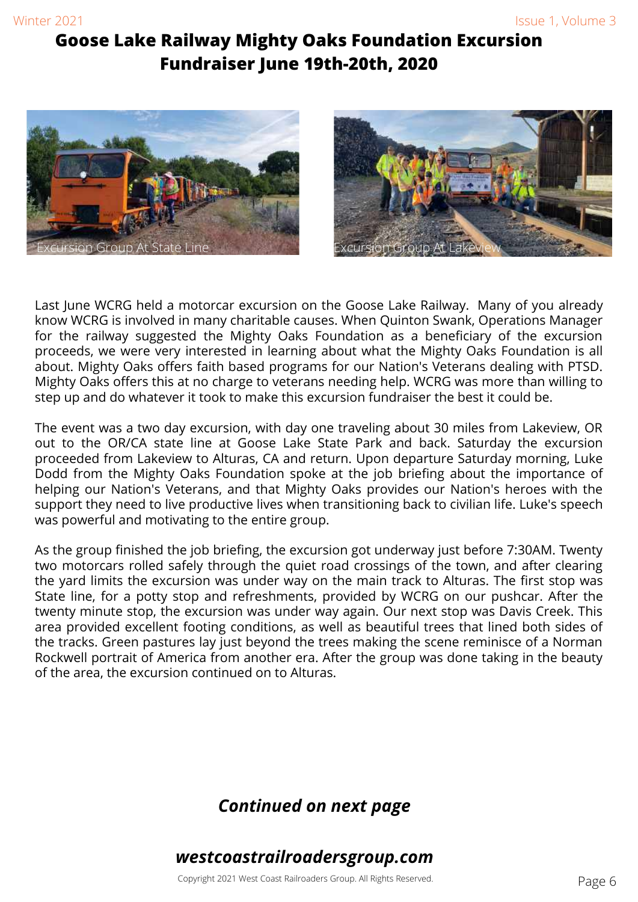# Goose Lake Railway Mighty Oaks Foundation Excursion Fundraiser June 19th-20th, 2020

Excursion Group At State Line

Excursion Group At Lakeview

Last June WCRG held a motorcar excursion on the Goose Lake Railway. Many of you already know WCRG is involved in many charitable causes. When Quinton Swank, Operations Manager for the railway suggested the Mighty Oaks Foundation as a beneficiary of the excursion proceeds, we were very interested in learning about what the Mighty Oaks Foundation is all about. Mighty Oaks offers faith based programs for our Nation's Veterans dealing with PTSD. Mighty Oaks offers this at no charge to veterans needing help. WCRG was more than willing to step up and do whatever it took to make this excursion fundraiser the best it could be.

The event was a two day excursion, with day one traveling about 30 miles from Lakeview, OR out to the OR/CA state line at Goose Lake State Park and back. Saturday the excursion proceeded from Lakeview to Alturas, CA and return. Upon departure Saturday morning, Luke Dodd from the Mighty Oaks Foundation spoke at the job briefing about the importance of helping our Nation's Veterans, and that Mighty Oaks provides our Nation's heroes with the support they need to live productive lives when transitioning back to civilian life. Luke's speech was powerful and motivating to the entire group.

As the group finished the job briefing, the excursion got underway just before 7:30AM. Twenty two motorcars rolled safely through the quiet road crossings of the town, and after clearing the yard limits the excursion was under way on the main track to Alturas. The first stop was State line, for a potty stop and refreshments, provided by WCRG on our pushcar. After the twenty minute stop, the excursion was under way again. Our next stop was Davis Creek. This area provided excellent footing conditions, as well as beautiful trees that lined both sides of the tracks. Green pastures lay just beyond the trees making the scene reminisce of a Norman Rockwell portrait of America from another era. After the group was done taking in the beauty of the area, the excursion continued on to Alturas.

***Continued on next page***

***westcoastrailroadersgroup.com***

Copyright 2021 West Coast Railroaders Group. All Rights Reserved.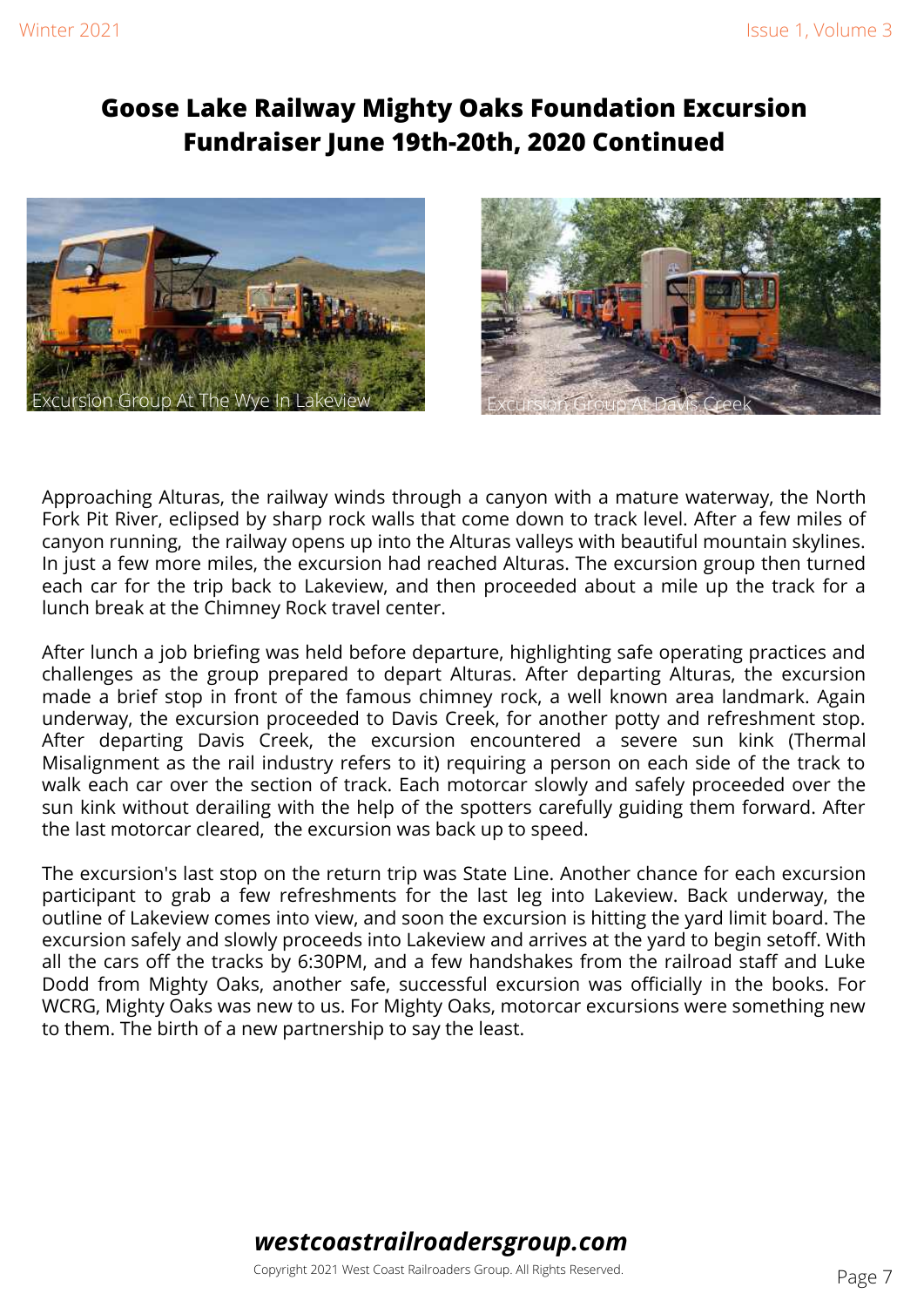## Goose Lake Railway Mighty Oaks Foundation Excursion Fundraiser June 19th-20th, 2020 Continued

Excursion Group At The Wye In Lakeview

Excursion Group At Davis Creek

Approaching Alturas, the railway winds through a canyon with a mature waterway, the North Fork Pit River, eclipsed by sharp rock walls that come down to track level. After a few miles of canyon running, the railway opens up into the Alturas valleys with beautiful mountain skylines. In just a few more miles, the excursion had reached Alturas. The excursion group then turned each car for the trip back to Lakeview, and then proceeded about a mile up the track for a lunch break at the Chimney Rock travel center.

After lunch a job briefing was held before departure, highlighting safe operating practices and challenges as the group prepared to depart Alturas. After departing Alturas, the excursion made a brief stop in front of the famous chimney rock, a well known area landmark. Again underway, the excursion proceeded to Davis Creek, for another potty and refreshment stop. After departing Davis Creek, the excursion encountered a severe sun kink (Thermal Misalignment as the rail industry refers to it) requiring a person on each side of the track to walk each car over the section of track. Each motorcar slowly and safely proceeded over the sun kink without derailing with the help of the spotters carefully guiding them forward. After the last motorcar cleared, the excursion was back up to speed.

The excursion's last stop on the return trip was State Line. Another chance for each excursion participant to grab a few refreshments for the last leg into Lakeview. Back underway, the outline of Lakeview comes into view, and soon the excursion is hitting the yard limit board. The excursion safely and slowly proceeds into Lakeview and arrives at the yard to begin setoff. With all the cars off the tracks by 6:30PM, and a few handshakes from the railroad staff and Luke Dodd from Mighty Oaks, another safe, successful excursion was officially in the books. For WCRG, Mighty Oaks was new to us. For Mighty Oaks, motorcar excursions were something new to them. The birth of a new partnership to say the least.

***westcoastrailroadersgroup.com***

Copyright 2021 West Coast Railroaders Group. All Rights Reserved.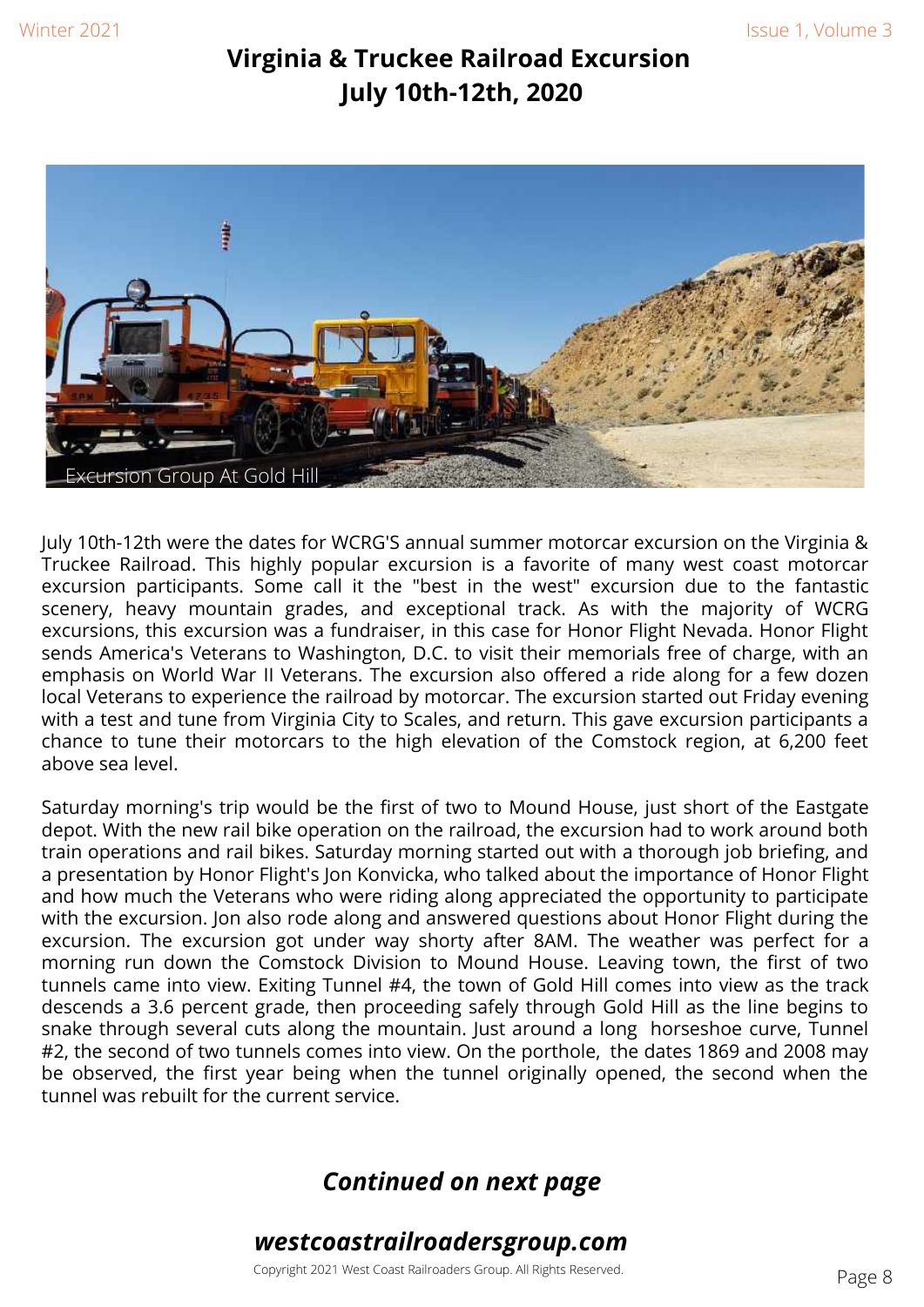# Virginia & Truckee Railroad Excursion
# July 10th-12th, 2020

Excursion Group At Gold Hill

July 10th-12th were the dates for WCRG'S annual summer motorcar excursion on the Virginia & Truckee Railroad. This highly popular excursion is a favorite of many west coast motorcar excursion participants. Some call it the "best in the west" excursion due to the fantastic scenery, heavy mountain grades, and exceptional track. As with the majority of WCRG excursions, this excursion was a fundraiser, in this case for Honor Flight Nevada. Honor Flight sends America's Veterans to Washington, D.C. to visit their memorials free of charge, with an emphasis on World War II Veterans. The excursion also offered a ride along for a few dozen local Veterans to experience the railroad by motorcar. The excursion started out Friday evening with a test and tune from Virginia City to Scales, and return. This gave excursion participants a chance to tune their motorcars to the high elevation of the Comstock region, at 6,200 feet above sea level.

Saturday morning's trip would be the first of two to Mound House, just short of the Eastgate depot. With the new rail bike operation on the railroad, the excursion had to work around both train operations and rail bikes. Saturday morning started out with a thorough job briefing, and a presentation by Honor Flight's Jon Konvicka, who talked about the importance of Honor Flight and how much the Veterans who were riding along appreciated the opportunity to participate with the excursion. Jon also rode along and answered questions about Honor Flight during the excursion. The excursion got under way shorty after 8AM. The weather was perfect for a morning run down the Comstock Division to Mound House. Leaving town, the first of two tunnels came into view. Exiting Tunnel #4, the town of Gold Hill comes into view as the track descends a 3.6 percent grade, then proceeding safely through Gold Hill as the line begins to snake through several cuts along the mountain. Just around a long horseshoe curve, Tunnel #2, the second of two tunnels comes into view. On the porthole, the dates 1869 and 2008 may be observed, the first year being when the tunnel originally opened, the second when the tunnel was rebuilt for the current service.

***Continued on next page***

***westcoastrailroadersgroup.com***

Copyright 2021 West Coast Railroaders Group. All Rights Reserved.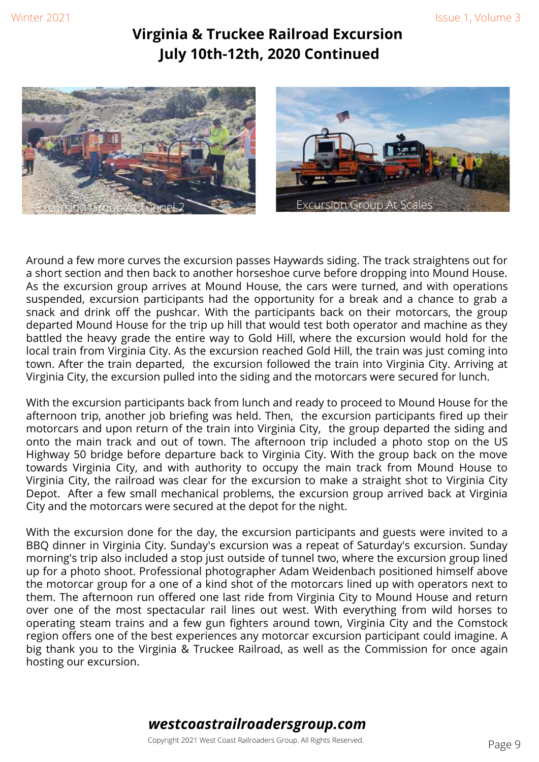# Virginia & Truckee Railroad Excursion July 10th-12th, 2020 Continued

Excursion Group At Tunnel 2

Excursion Group At Scales

Around a few more curves the excursion passes Haywards siding. The track straightens out for a short section and then back to another horseshoe curve before dropping into Mound House. As the excursion group arrives at Mound House, the cars were turned, and with operations suspended, excursion participants had the opportunity for a break and a chance to grab a snack and drink off the pushcar. With the participants back on their motorcars, the group departed Mound House for the trip up hill that would test both operator and machine as they battled the heavy grade the entire way to Gold Hill, where the excursion would hold for the local train from Virginia City. As the excursion reached Gold Hill, the train was just coming into town. After the train departed, the excursion followed the train into Virginia City. Arriving at Virginia City, the excursion pulled into the siding and the motorcars were secured for lunch.

With the excursion participants back from lunch and ready to proceed to Mound House for the afternoon trip, another job briefing was held. Then, the excursion participants fired up their motorcars and upon return of the train into Virginia City, the group departed the siding and onto the main track and out of town. The afternoon trip included a photo stop on the US Highway 50 bridge before departure back to Virginia City. With the group back on the move towards Virginia City, and with authority to occupy the main track from Mound House to Virginia City, the railroad was clear for the excursion to make a straight shot to Virginia City Depot. After a few small mechanical problems, the excursion group arrived back at Virginia City and the motorcars were secured at the depot for the night.

With the excursion done for the day, the excursion participants and guests were invited to a BBQ dinner in Virginia City. Sunday's excursion was a repeat of Saturday's excursion. Sunday morning's trip also included a stop just outside of tunnel two, where the excursion group lined up for a photo shoot. Professional photographer Adam Weidenbach positioned himself above the motorcar group for a one of a kind shot of the motorcars lined up with operators next to them. The afternoon run offered one last ride from Virginia City to Mound House and return over one of the most spectacular rail lines out west. With everything from wild horses to operating steam trains and a few gun fighters around town, Virginia City and the Comstock region offers one of the best experiences any motorcar excursion participant could imagine. A big thank you to the Virginia & Truckee Railroad, as well as the Commission for once again hosting our excursion.

***westcoastrailroadersgroup.com***

Copyright 2021 West Coast Railroaders Group. All Rights Reserved.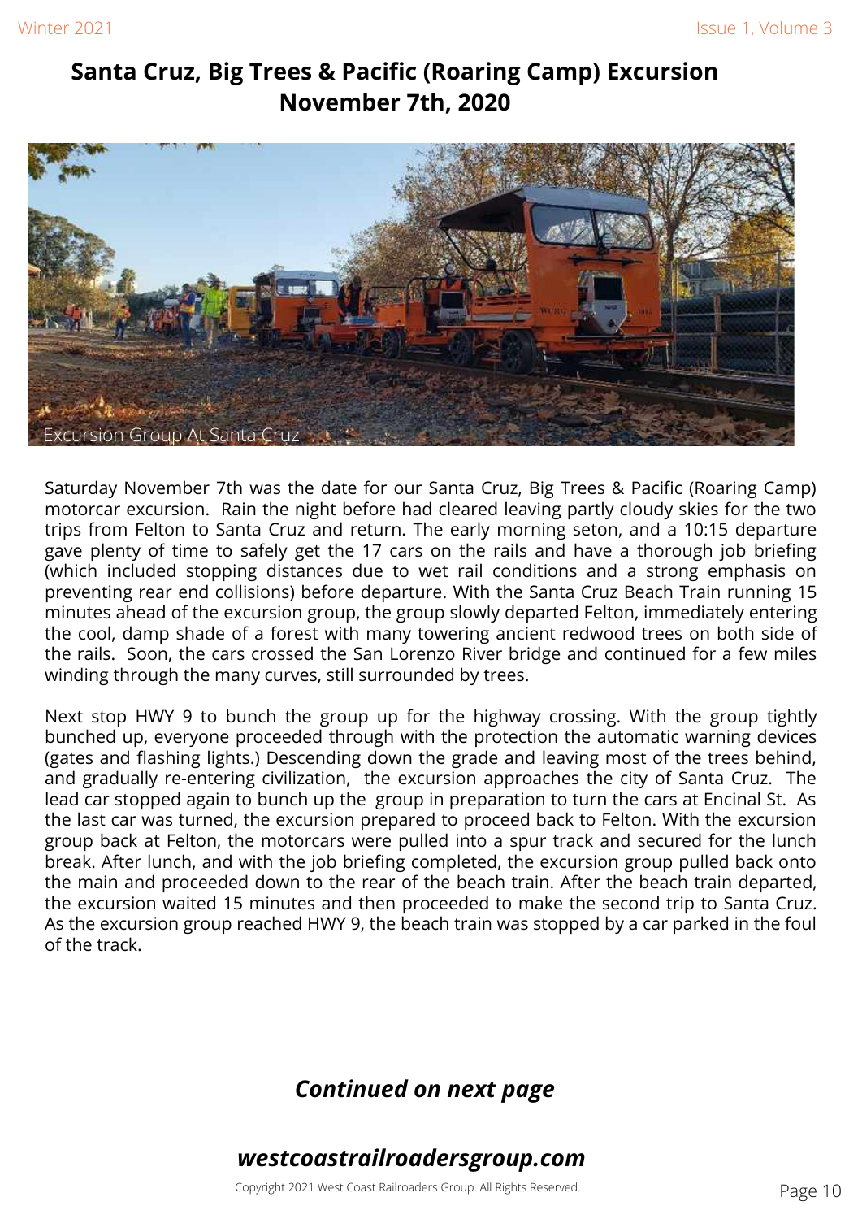# Santa Cruz, Big Trees & Pacific (Roaring Camp) Excursion November 7th, 2020

Excursion Group At Santa Cruz

Saturday November 7th was the date for our Santa Cruz, Big Trees & Pacific (Roaring Camp) motorcar excursion. Rain the night before had cleared leaving partly cloudy skies for the two trips from Felton to Santa Cruz and return. The early morning seton, and a 10:15 departure gave plenty of time to safely get the 17 cars on the rails and have a thorough job briefing (which included stopping distances due to wet rail conditions and a strong emphasis on preventing rear end collisions) before departure. With the Santa Cruz Beach Train running 15 minutes ahead of the excursion group, the group slowly departed Felton, immediately entering the cool, damp shade of a forest with many towering ancient redwood trees on both side of the rails. Soon, the cars crossed the San Lorenzo River bridge and continued for a few miles winding through the many curves, still surrounded by trees.

Next stop HWY 9 to bunch the group up for the highway crossing. With the group tightly bunched up, everyone proceeded through with the protection the automatic warning devices (gates and flashing lights.) Descending down the grade and leaving most of the trees behind, and gradually re-entering civilization, the excursion approaches the city of Santa Cruz. The lead car stopped again to bunch up the group in preparation to turn the cars at Encinal St. As the last car was turned, the excursion prepared to proceed back to Felton. With the excursion group back at Felton, the motorcars were pulled into a spur track and secured for the lunch break. After lunch, and with the job briefing completed, the excursion group pulled back onto the main and proceeded down to the rear of the beach train. After the beach train departed, the excursion waited 15 minutes and then proceeded to make the second trip to Santa Cruz. As the excursion group reached HWY 9, the beach train was stopped by a car parked in the foul of the track.

***Continued on next page***

***westcoastrailroadersgroup.com***

Copyright 2021 West Coast Railroaders Group. All Rights Reserved.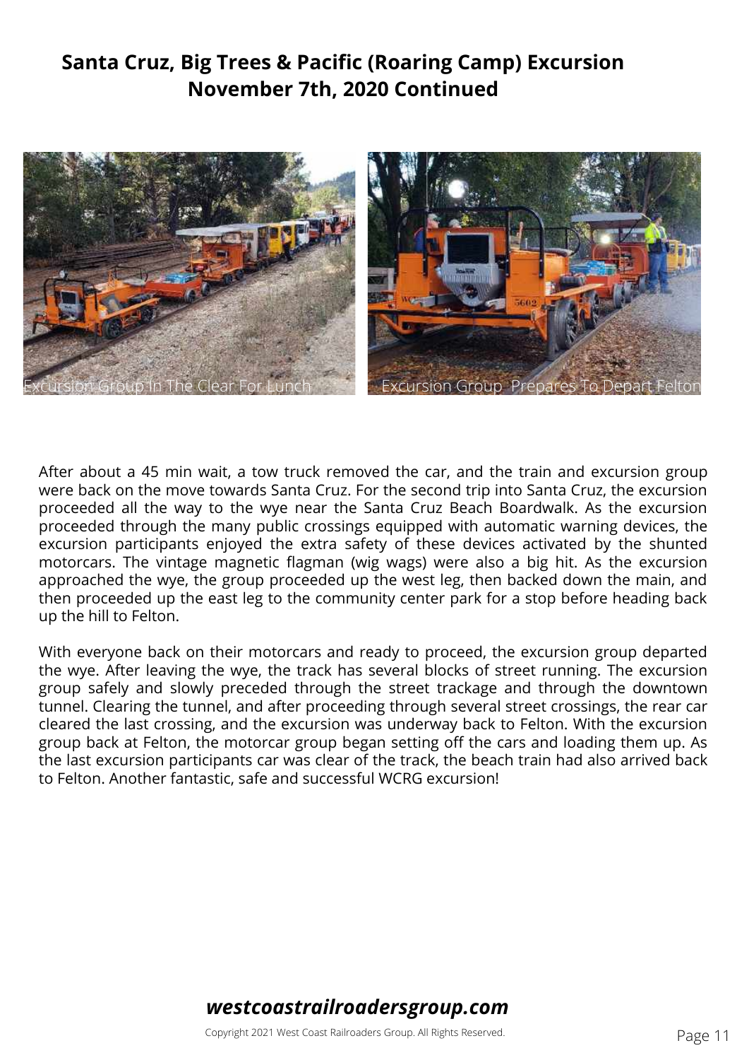## Santa Cruz, Big Trees & Pacific (Roaring Camp) Excursion November 7th, 2020 Continued

Excursion Group In The Clear For Lunch

Excursion Group  Prepares To Depart Felton

After about a 45 min wait, a tow truck removed the car, and the train and excursion group were back on the move towards Santa Cruz. For the second trip into Santa Cruz, the excursion proceeded all the way to the wye near the Santa Cruz Beach Boardwalk. As the excursion proceeded through the many public crossings equipped with automatic warning devices, the excursion participants enjoyed the extra safety of these devices activated by the shunted motorcars. The vintage magnetic flagman (wig wags) were also a big hit. As the excursion approached the wye, the group proceeded up the west leg, then backed down the main, and then proceeded up the east leg to the community center park for a stop before heading back up the hill to Felton.

With everyone back on their motorcars and ready to proceed, the excursion group departed the wye. After leaving the wye, the track has several blocks of street running. The excursion group safely and slowly preceded through the street trackage and through the downtown tunnel. Clearing the tunnel, and after proceeding through several street crossings, the rear car cleared the last crossing, and the excursion was underway back to Felton. With the excursion group back at Felton, the motorcar group began setting off the cars and loading them up. As the last excursion participants car was clear of the track, the beach train had also arrived back to Felton. Another fantastic, safe and successful WCRG excursion!

***westcoastrailroadersgroup.com***

Copyright 2021 West Coast Railroaders Group. All Rights Reserved.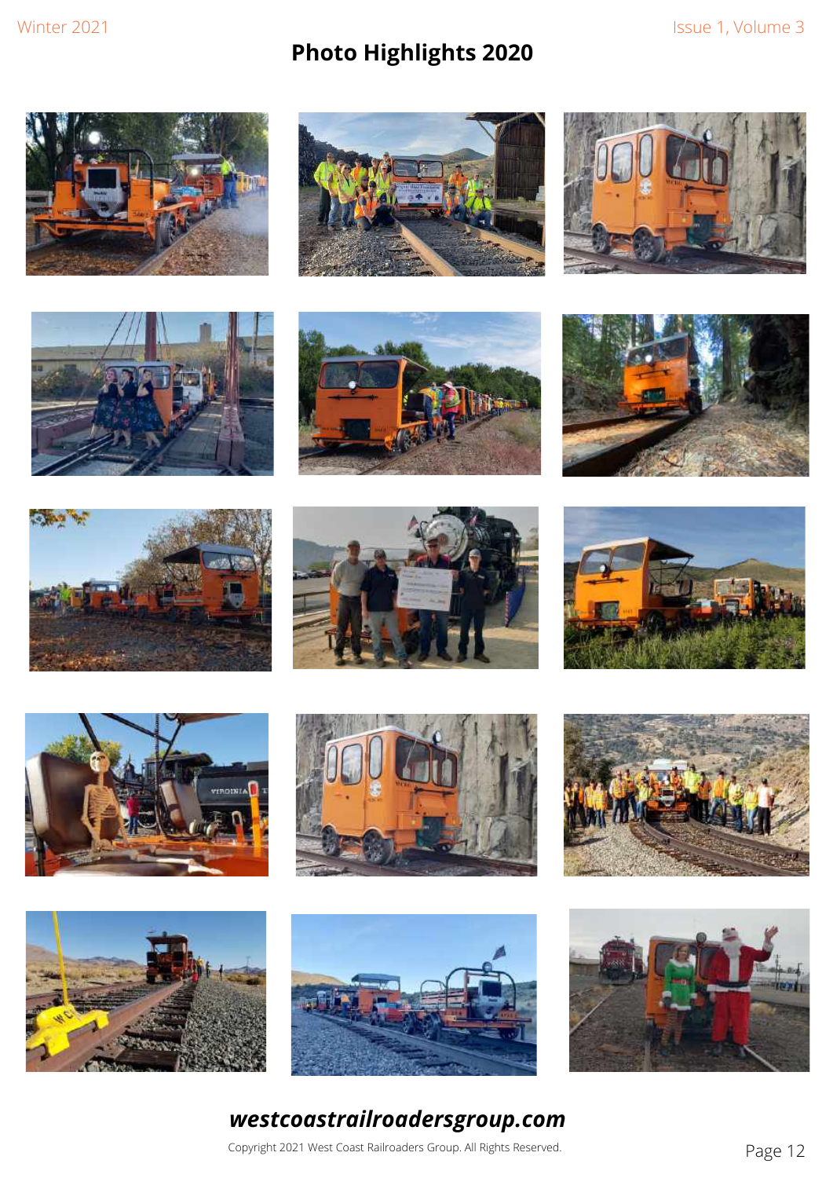# Photo Highlights 2020

***westcoastrailroadersgroup.com***

Copyright 2021 West Coast Railroaders Group. All Rights Reserved.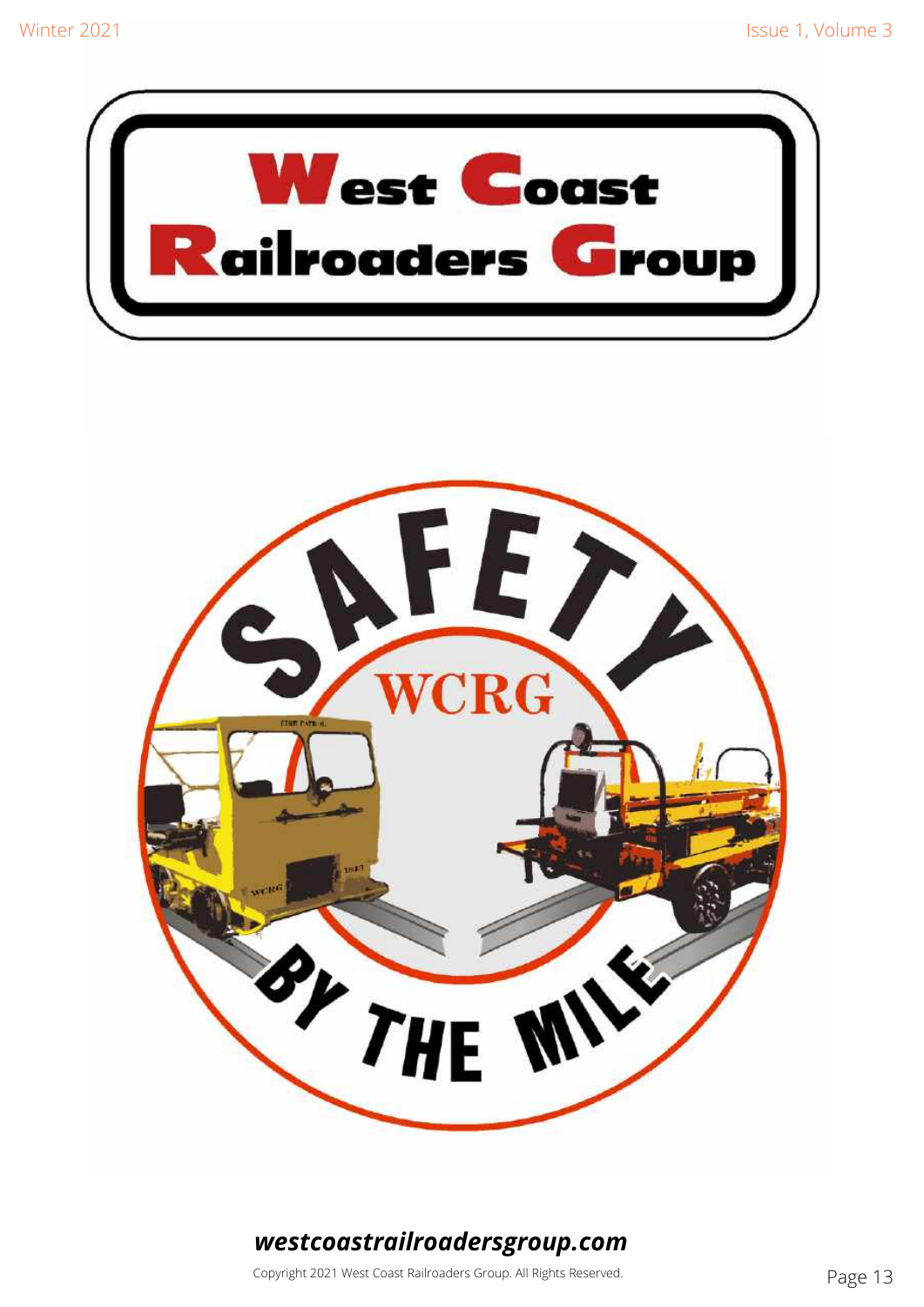# West Coast Railroaders Group

SAFETY

WCRG

BY THE MILE

***westcoastrailroadersgroup.com***

Copyright 2021 West Coast Railroaders Group. All Rights Reserved.